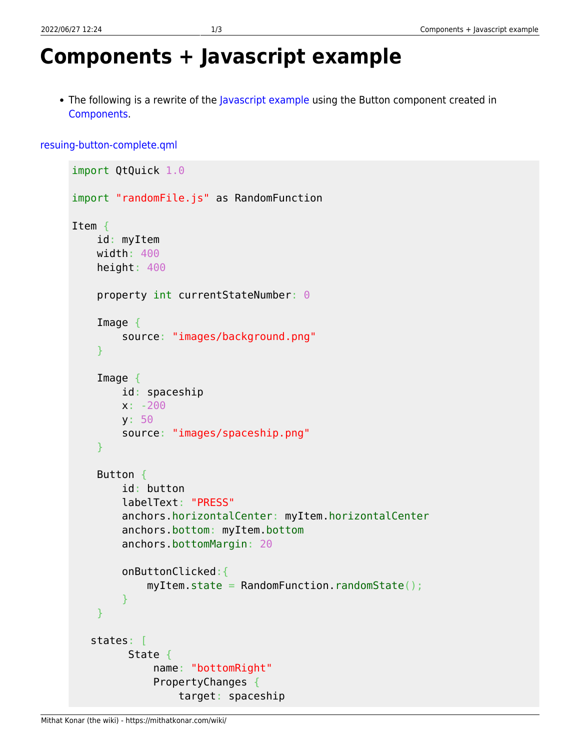# Components + Javascript example

- The following is a rewrite of the Javascript example using the Button component created in Components.

resuing-button-complete.qml

```
import QtQuick 1.0

import "randomFile.js" as RandomFunction

Item {
    id: myItem
    width: 400
    height: 400

    property int currentStateNumber: 0

    Image {
        source: "images/background.png"
    }

    Image {
        id: spaceship
        x: -200
        y: 50
        source: "images/spaceship.png"
    }

    Button {
        id: button
        labelText: "PRESS"
        anchors.horizontalCenter: myItem.horizontalCenter
        anchors.bottom: myItem.bottom
        anchors.bottomMargin: 20

        onButtonClicked:{
            myItem.state = RandomFunction.randomState();
        }
    }

   states: [
         State {
             name: "bottomRight"
             PropertyChanges {
                 target: spaceship
```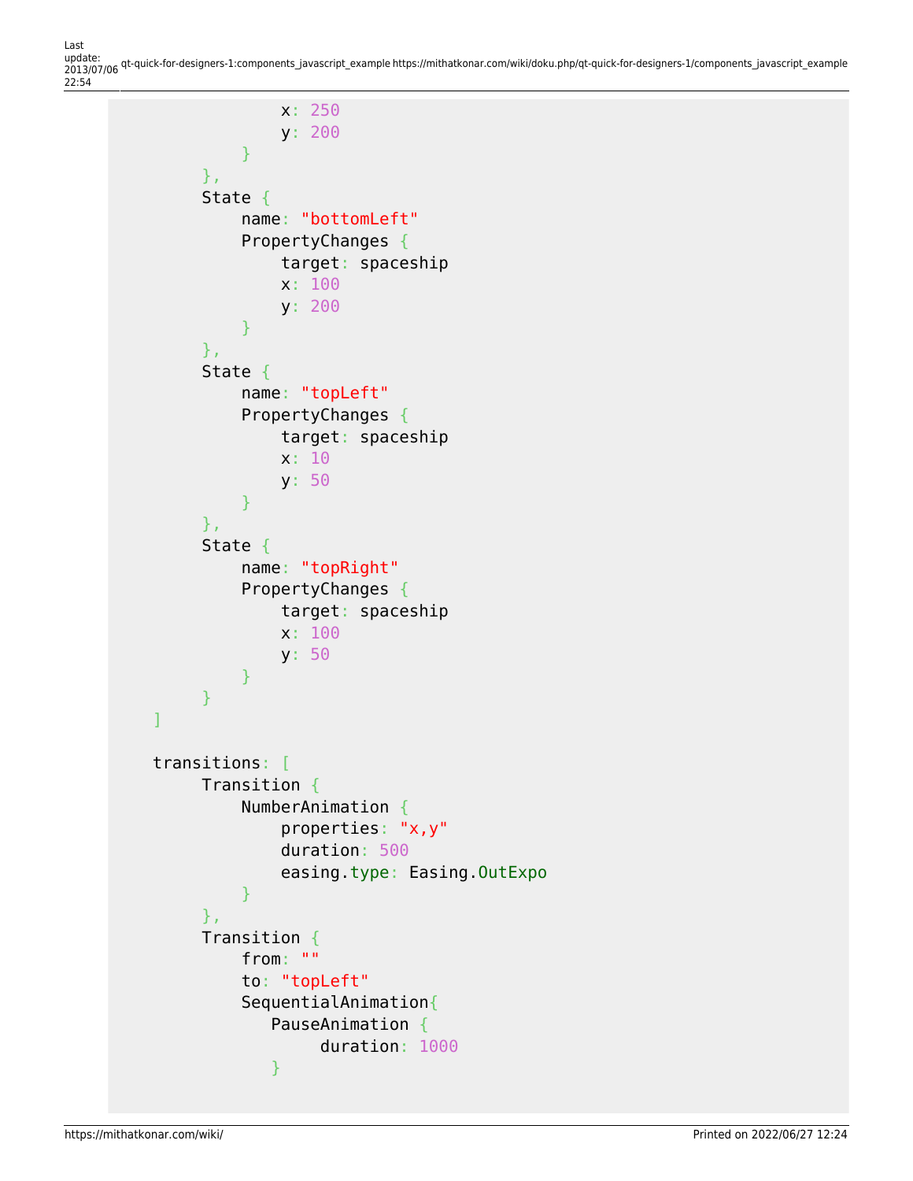```
                x: 250
                y: 200
            }
        },
        State {
            name: "bottomLeft"
            PropertyChanges {
                target: spaceship
                x: 100
                y: 200
            }
        },
        State {
            name: "topLeft"
            PropertyChanges {
                target: spaceship
                x: 10
                y: 50
            }
        },
        State {
            name: "topRight"
            PropertyChanges {
                target: spaceship
                x: 100
                y: 50
            }
        }
    ]

    transitions: [
        Transition {
            NumberAnimation {
                properties: "x,y"
                duration: 500
                easing.type: Easing.OutExpo
            }
        },
        Transition {
            from: ""
            to: "topLeft"
            SequentialAnimation{
               PauseAnimation {
                    duration: 1000
               }
```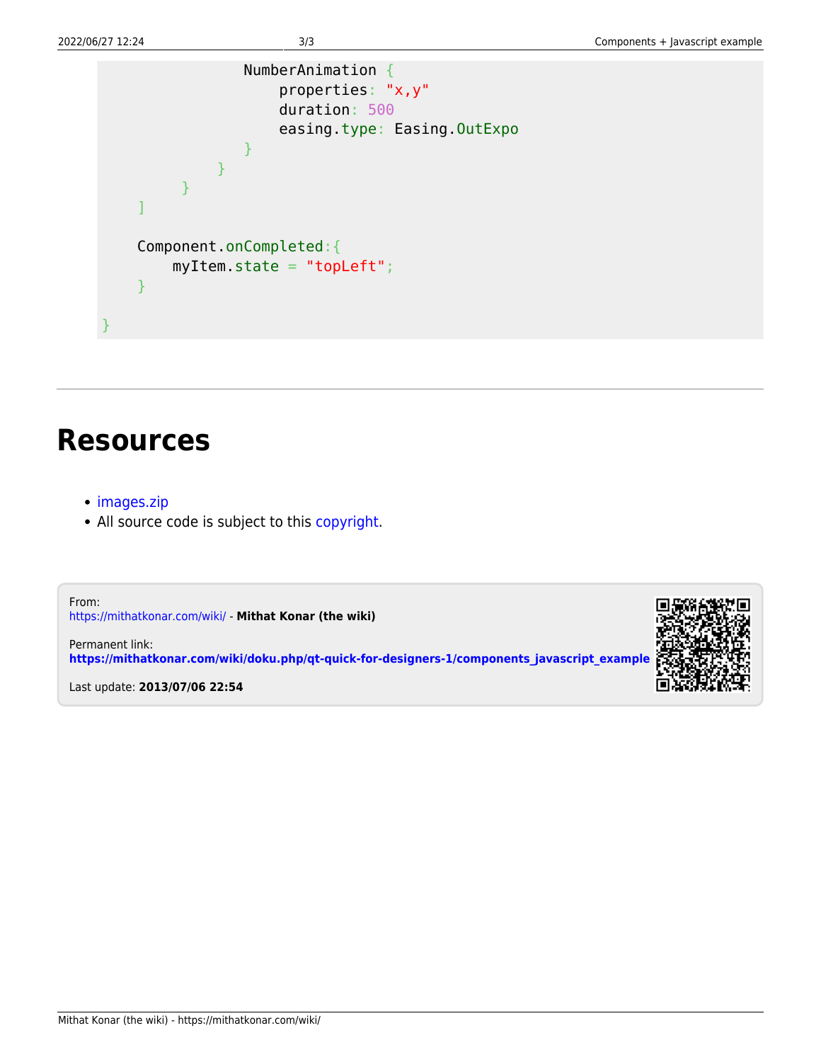```
                NumberAnimation {
                    properties: "x,y"
                    duration: 500
                    easing.type: Easing.OutExpo
                }
            }
        }
    ]

    Component.onCompleted:{
        myItem.state = "topLeft";
    }

}
```

---

# Resources

- images.zip
- All source code is subject to this copyright.

From:
https://mithatkonar.com/wiki/ - **Mithat Konar (the wiki)**

Permanent link:
**https://mithatkonar.com/wiki/doku.php/qt-quick-for-designers-1/components_javascript_example**

Last update: **2013/07/06 22:54**